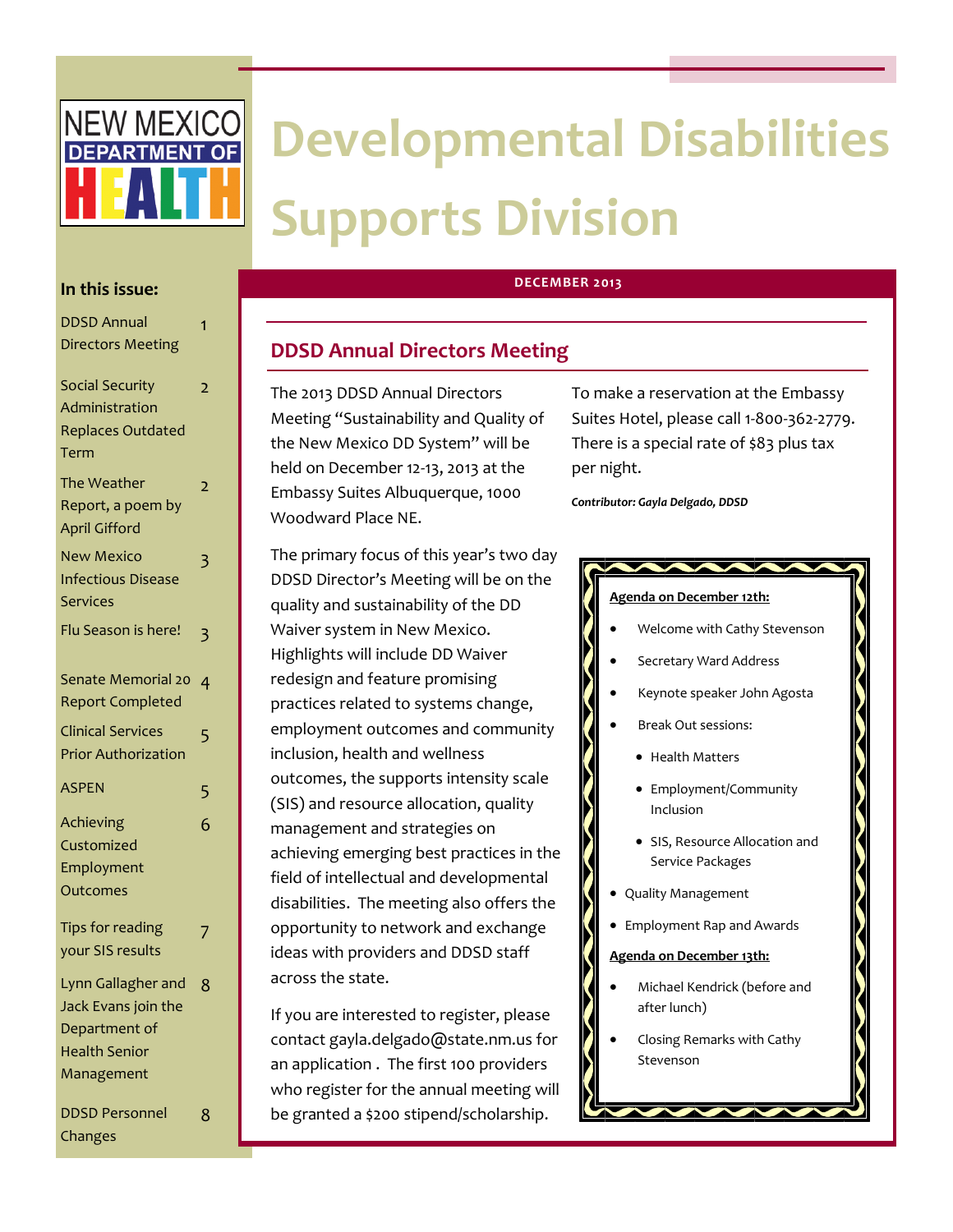NEW MEXICO DEPARTMENT OF HEALTH

# Developmental Disabilities Supports Division

**DECEMBER 2013**

**In this issue:**

| | |
|---|---|
| DDSD Annual Directors Meeting | 1 |
| Social Security Administration Replaces Outdated Term | 2 |
| The Weather Report, a poem by April Gifford | 2 |
| New Mexico Infectious Disease Services | 3 |
| Flu Season is here! | 3 |
| Senate Memorial 20 Report Completed | 4 |
| Clinical Services Prior Authorization | 5 |
| ASPEN | 5 |
| Achieving Customized Employment Outcomes | 6 |
| Tips for reading your SIS results | 7 |
| Lynn Gallagher and Jack Evans join the Department of Health Senior Management | 8 |
| DDSD Personnel Changes | 8 |

## DDSD Annual Directors Meeting

The 2013 DDSD Annual Directors Meeting "Sustainability and Quality of the New Mexico DD System" will be held on December 12-13, 2013 at the Embassy Suites Albuquerque, 1000 Woodward Place NE.

The primary focus of this year's two day DDSD Director's Meeting will be on the quality and sustainability of the DD Waiver system in New Mexico. Highlights will include DD Waiver redesign and feature promising practices related to systems change, employment outcomes and community inclusion, health and wellness outcomes, the supports intensity scale (SIS) and resource allocation, quality management and strategies on achieving emerging best practices in the field of intellectual and developmental disabilities. The meeting also offers the opportunity to network and exchange ideas with providers and DDSD staff across the state.

If you are interested to register, please contact gayla.delgado@state.nm.us for an application . The first 100 providers who register for the annual meeting will be granted a $200 stipend/scholarship.

To make a reservation at the Embassy Suites Hotel, please call 1-800-362-2779. There is a special rate of $83 plus tax per night.

***Contributor: Gayla Delgado, DDSD***

**Agenda on December 12th:**

- Welcome with Cathy Stevenson
- Secretary Ward Address
- Keynote speaker John Agosta
- Break Out sessions:
  - Health Matters
  - Employment/Community Inclusion
  - SIS, Resource Allocation and Service Packages
- Quality Management
- Employment Rap and Awards

**Agenda on December 13th:**

- Michael Kendrick (before and after lunch)
- Closing Remarks with Cathy Stevenson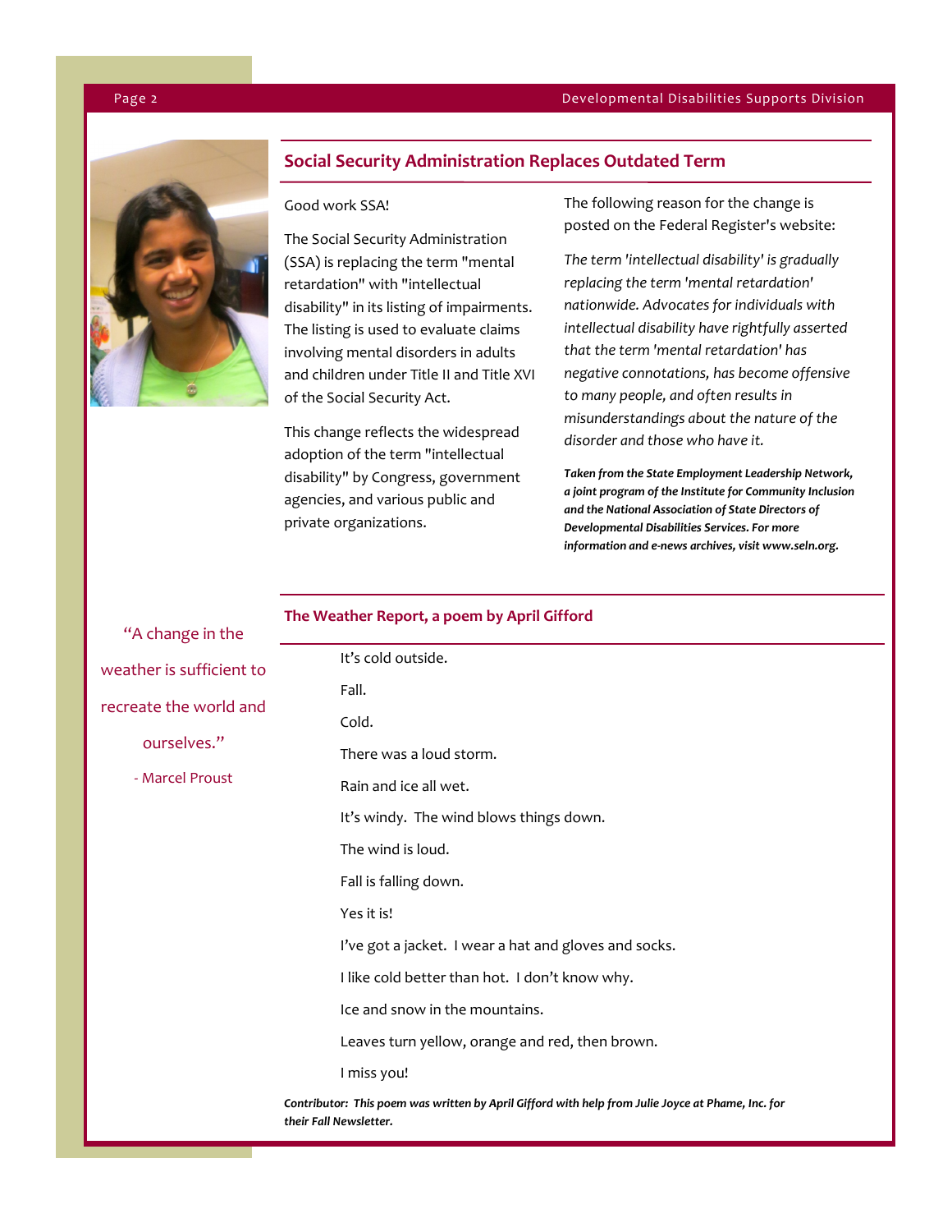## Social Security Administration Replaces Outdated Term

Good work SSA!

The Social Security Administration (SSA) is replacing the term "mental retardation" with "intellectual disability" in its listing of impairments. The listing is used to evaluate claims involving mental disorders in adults and children under Title II and Title XVI of the Social Security Act.

This change reflects the widespread adoption of the term "intellectual disability" by Congress, government agencies, and various public and private organizations.

The following reason for the change is posted on the Federal Register's website:

*The term 'intellectual disability' is gradually replacing the term 'mental retardation' nationwide. Advocates for individuals with intellectual disability have rightfully asserted that the term 'mental retardation' has negative connotations, has become offensive to many people, and often results in misunderstandings about the nature of the disorder and those who have it.*

***Taken from the State Employment Leadership Network, a joint program of the Institute for Community Inclusion and the National Association of State Directors of Developmental Disabilities Services. For more information and e-news archives, visit www.seln.org.***

"A change in the weather is sufficient to recreate the world and ourselves."

- Marcel Proust

## The Weather Report, a poem by April Gifford

It's cold outside.

Fall.

Cold.

There was a loud storm.

Rain and ice all wet.

It's windy. The wind blows things down.

The wind is loud.

Fall is falling down.

Yes it is!

I've got a jacket. I wear a hat and gloves and socks.

I like cold better than hot. I don't know why.

Ice and snow in the mountains.

Leaves turn yellow, orange and red, then brown.

I miss you!

***Contributor: This poem was written by April Gifford with help from Julie Joyce at Phame, Inc. for their Fall Newsletter.***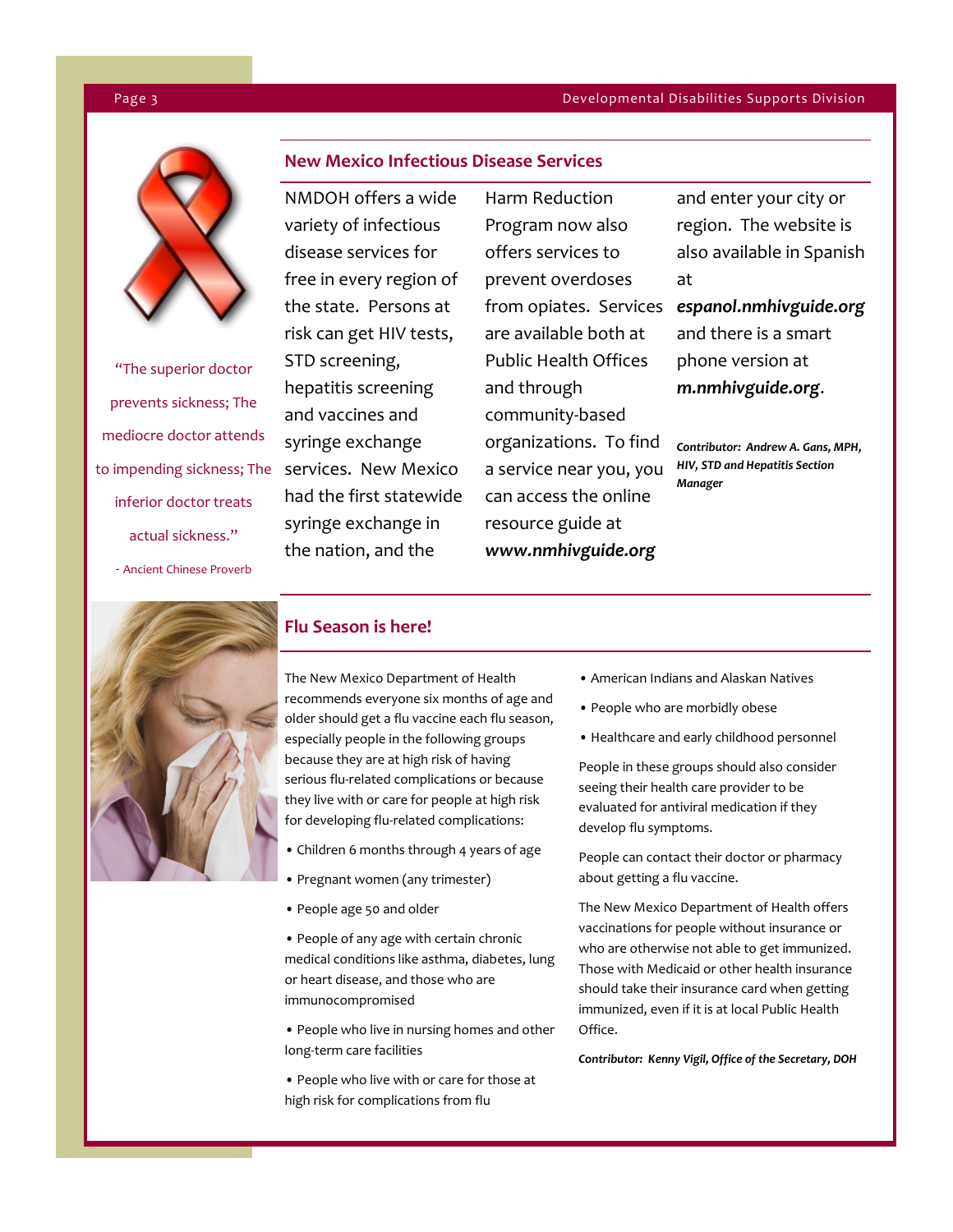"The superior doctor prevents sickness; The mediocre doctor attends to impending sickness; The inferior doctor treats actual sickness."

- Ancient Chinese Proverb

## New Mexico Infectious Disease Services

NMDOH offers a wide variety of infectious disease services for free in every region of the state. Persons at risk can get HIV tests, STD screening, hepatitis screening and vaccines and syringe exchange services. New Mexico had the first statewide syringe exchange in the nation, and the Harm Reduction Program now also offers services to prevent overdoses from opiates. Services are available both at Public Health Offices and through community-based organizations. To find a service near you, you can access the online resource guide at ***www.nmhivguide.org*** and enter your city or region. The website is also available in Spanish at ***espanol.nmhivguide.org*** and there is a smart phone version at ***m.nmhivguide.org***.

***Contributor: Andrew A. Gans, MPH, HIV, STD and Hepatitis Section Manager***

## Flu Season is here!

The New Mexico Department of Health recommends everyone six months of age and older should get a flu vaccine each flu season, especially people in the following groups because they are at high risk of having serious flu-related complications or because they live with or care for people at high risk for developing flu-related complications:

- Children 6 months through 4 years of age
- Pregnant women (any trimester)
- People age 50 and older
- People of any age with certain chronic medical conditions like asthma, diabetes, lung or heart disease, and those who are immunocompromised
- People who live in nursing homes and other long-term care facilities
- People who live with or care for those at high risk for complications from flu
- American Indians and Alaskan Natives
- People who are morbidly obese
- Healthcare and early childhood personnel

People in these groups should also consider seeing their health care provider to be evaluated for antiviral medication if they develop flu symptoms.

People can contact their doctor or pharmacy about getting a flu vaccine.

The New Mexico Department of Health offers vaccinations for people without insurance or who are otherwise not able to get immunized. Those with Medicaid or other health insurance should take their insurance card when getting immunized, even if it is at local Public Health Office.

***Contributor: Kenny Vigil, Office of the Secretary, DOH***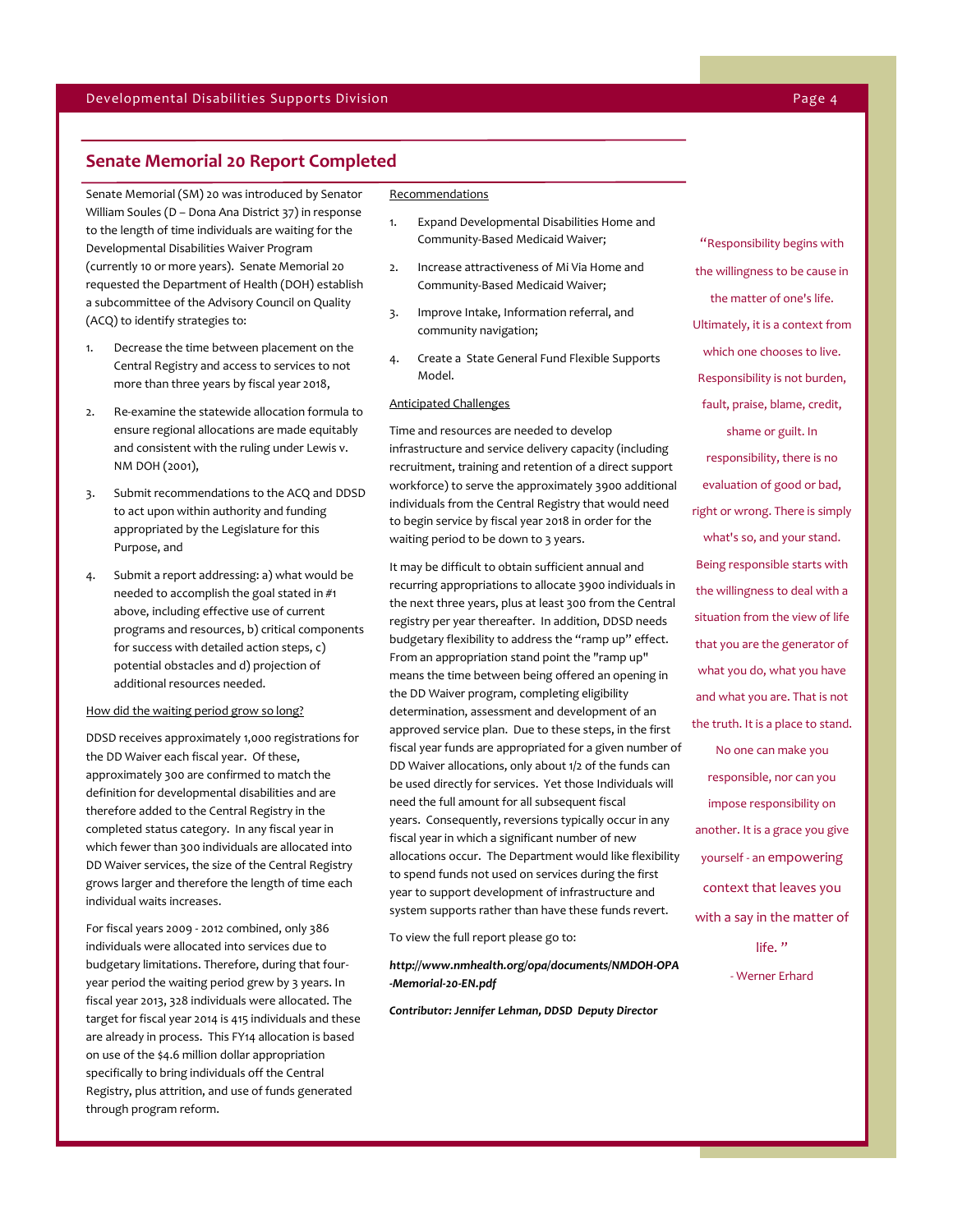## Senate Memorial 20 Report Completed

Senate Memorial (SM) 20 was introduced by Senator William Soules (D – Dona Ana District 37) in response to the length of time individuals are waiting for the Developmental Disabilities Waiver Program (currently 10 or more years). Senate Memorial 20 requested the Department of Health (DOH) establish a subcommittee of the Advisory Council on Quality (ACQ) to identify strategies to:

1. Decrease the time between placement on the Central Registry and access to services to not more than three years by fiscal year 2018,
2. Re-examine the statewide allocation formula to ensure regional allocations are made equitably and consistent with the ruling under Lewis v. NM DOH (2001),
3. Submit recommendations to the ACQ and DDSD to act upon within authority and funding appropriated by the Legislature for this Purpose, and
4. Submit a report addressing: a) what would be needed to accomplish the goal stated in #1 above, including effective use of current programs and resources, b) critical components for success with detailed action steps, c) potential obstacles and d) projection of additional resources needed.

<u>How did the waiting period grow so long?</u>

DDSD receives approximately 1,000 registrations for the DD Waiver each fiscal year. Of these, approximately 300 are confirmed to match the definition for developmental disabilities and are therefore added to the Central Registry in the completed status category. In any fiscal year in which fewer than 300 individuals are allocated into DD Waiver services, the size of the Central Registry grows larger and therefore the length of time each individual waits increases.

For fiscal years 2009 - 2012 combined, only 386 individuals were allocated into services due to budgetary limitations. Therefore, during that four-year period the waiting period grew by 3 years. In fiscal year 2013, 328 individuals were allocated. The target for fiscal year 2014 is 415 individuals and these are already in process. This FY14 allocation is based on use of the $4.6 million dollar appropriation specifically to bring individuals off the Central Registry, plus attrition, and use of funds generated through program reform.

<u>Recommendations</u>

1. Expand Developmental Disabilities Home and Community-Based Medicaid Waiver;
2. Increase attractiveness of Mi Via Home and Community-Based Medicaid Waiver;
3. Improve Intake, Information referral, and community navigation;
4. Create a State General Fund Flexible Supports Model.

<u>Anticipated Challenges</u>

Time and resources are needed to develop infrastructure and service delivery capacity (including recruitment, training and retention of a direct support workforce) to serve the approximately 3900 additional individuals from the Central Registry that would need to begin service by fiscal year 2018 in order for the waiting period to be down to 3 years.

It may be difficult to obtain sufficient annual and recurring appropriations to allocate 3900 individuals in the next three years, plus at least 300 from the Central registry per year thereafter. In addition, DDSD needs budgetary flexibility to address the "ramp up" effect. From an appropriation stand point the "ramp up" means the time between being offered an opening in the DD Waiver program, completing eligibility determination, assessment and development of an approved service plan. Due to these steps, in the first fiscal year funds are appropriated for a given number of DD Waiver allocations, only about 1/2 of the funds can be used directly for services. Yet those Individuals will need the full amount for all subsequent fiscal years. Consequently, reversions typically occur in any fiscal year in which a significant number of new allocations occur. The Department would like flexibility to spend funds not used on services during the first year to support development of infrastructure and system supports rather than have these funds revert.

To view the full report please go to:

***http://www.nmhealth.org/opa/documents/NMDOH-OPA-Memorial-20-EN.pdf***

***Contributor: Jennifer Lehman, DDSD Deputy Director***

"Responsibility begins with the willingness to be cause in the matter of one's life. Ultimately, it is a context from which one chooses to live. Responsibility is not burden, fault, praise, blame, credit, shame or guilt. In responsibility, there is no evaluation of good or bad, right or wrong. There is simply what's so, and your stand. Being responsible starts with the willingness to deal with a situation from the view of life that you are the generator of what you do, what you have and what you are. That is not the truth. It is a place to stand. No one can make you responsible, nor can you impose responsibility on another. It is a grace you give yourself - an empowering context that leaves you with a say in the matter of life."

- Werner Erhard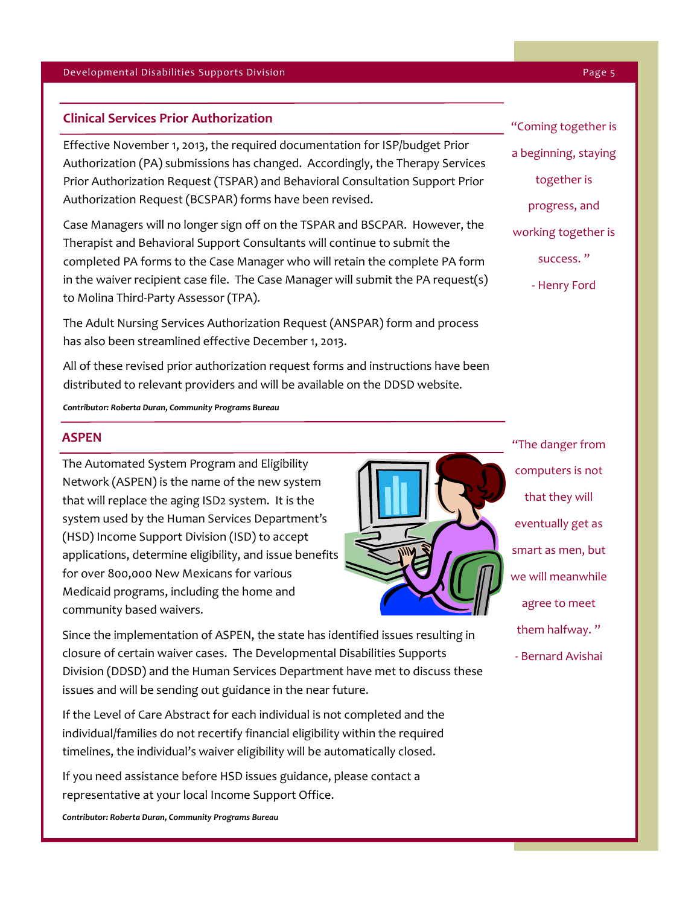## Clinical Services Prior Authorization

Effective November 1, 2013, the required documentation for ISP/budget Prior Authorization (PA) submissions has changed. Accordingly, the Therapy Services Prior Authorization Request (TSPAR) and Behavioral Consultation Support Prior Authorization Request (BCSPAR) forms have been revised.

Case Managers will no longer sign off on the TSPAR and BSCPAR. However, the Therapist and Behavioral Support Consultants will continue to submit the completed PA forms to the Case Manager who will retain the complete PA form in the waiver recipient case file. The Case Manager will submit the PA request(s) to Molina Third-Party Assessor (TPA).

The Adult Nursing Services Authorization Request (ANSPAR) form and process has also been streamlined effective December 1, 2013.

All of these revised prior authorization request forms and instructions have been distributed to relevant providers and will be available on the DDSD website.

***Contributor: Roberta Duran, Community Programs Bureau***

"Coming together is a beginning, staying together is progress, and working together is success."

- Henry Ford

## ASPEN

The Automated System Program and Eligibility Network (ASPEN) is the name of the new system that will replace the aging ISD2 system. It is the system used by the Human Services Department's (HSD) Income Support Division (ISD) to accept applications, determine eligibility, and issue benefits for over 800,000 New Mexicans for various Medicaid programs, including the home and community based waivers.

Since the implementation of ASPEN, the state has identified issues resulting in closure of certain waiver cases. The Developmental Disabilities Supports Division (DDSD) and the Human Services Department have met to discuss these issues and will be sending out guidance in the near future.

If the Level of Care Abstract for each individual is not completed and the individual/families do not recertify financial eligibility within the required timelines, the individual's waiver eligibility will be automatically closed.

If you need assistance before HSD issues guidance, please contact a representative at your local Income Support Office.

***Contributor: Roberta Duran, Community Programs Bureau***

"The danger from computers is not that they will eventually get as smart as men, but we will meanwhile agree to meet them halfway."

- Bernard Avishai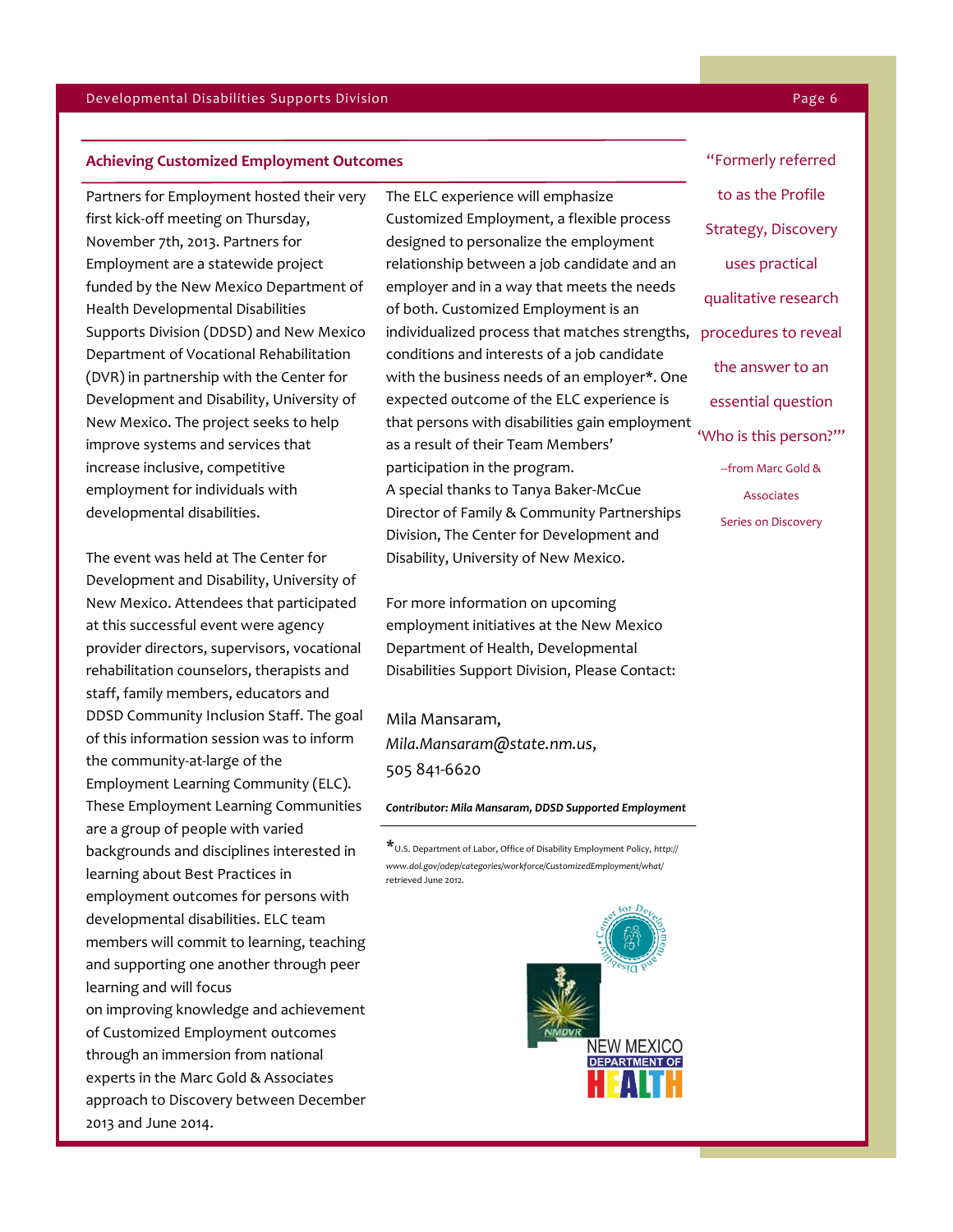## Achieving Customized Employment Outcomes

Partners for Employment hosted their very first kick-off meeting on Thursday, November 7th, 2013. Partners for Employment are a statewide project funded by the New Mexico Department of Health Developmental Disabilities Supports Division (DDSD) and New Mexico Department of Vocational Rehabilitation (DVR) in partnership with the Center for Development and Disability, University of New Mexico. The project seeks to help improve systems and services that increase inclusive, competitive employment for individuals with developmental disabilities.

The event was held at The Center for Development and Disability, University of New Mexico. Attendees that participated at this successful event were agency provider directors, supervisors, vocational rehabilitation counselors, therapists and staff, family members, educators and DDSD Community Inclusion Staff. The goal of this information session was to inform the community-at-large of the Employment Learning Community (ELC). These Employment Learning Communities are a group of people with varied backgrounds and disciplines interested in learning about Best Practices in employment outcomes for persons with developmental disabilities. ELC team members will commit to learning, teaching and supporting one another through peer learning and will focus on improving knowledge and achievement of Customized Employment outcomes through an immersion from national experts in the Marc Gold & Associates approach to Discovery between December 2013 and June 2014.

The ELC experience will emphasize Customized Employment, a flexible process designed to personalize the employment relationship between a job candidate and an employer and in a way that meets the needs of both. Customized Employment is an individualized process that matches strengths, conditions and interests of a job candidate with the business needs of an employer*. One expected outcome of the ELC experience is that persons with disabilities gain employment as a result of their Team Members' participation in the program.
A special thanks to Tanya Baker-McCue Director of Family & Community Partnerships Division, The Center for Development and Disability, University of New Mexico.

For more information on upcoming employment initiatives at the New Mexico Department of Health, Developmental Disabilities Support Division, Please Contact:

Mila Mansaram,
*Mila.Mansaram@state.nm.us*,
505 841-6620

***Contributor: Mila Mansaram, DDSD Supported Employment***

*U.S. Department of Labor, Office of Disability Employment Policy, *http://www.dol.gov/odep/categories/workforce/CustomizedEmployment/what/* retrieved June 2012.

"Formerly referred to as the Profile Strategy, Discovery uses practical qualitative research procedures to reveal the answer to an essential question 'Who is this person?'"

--from Marc Gold & Associates Series on Discovery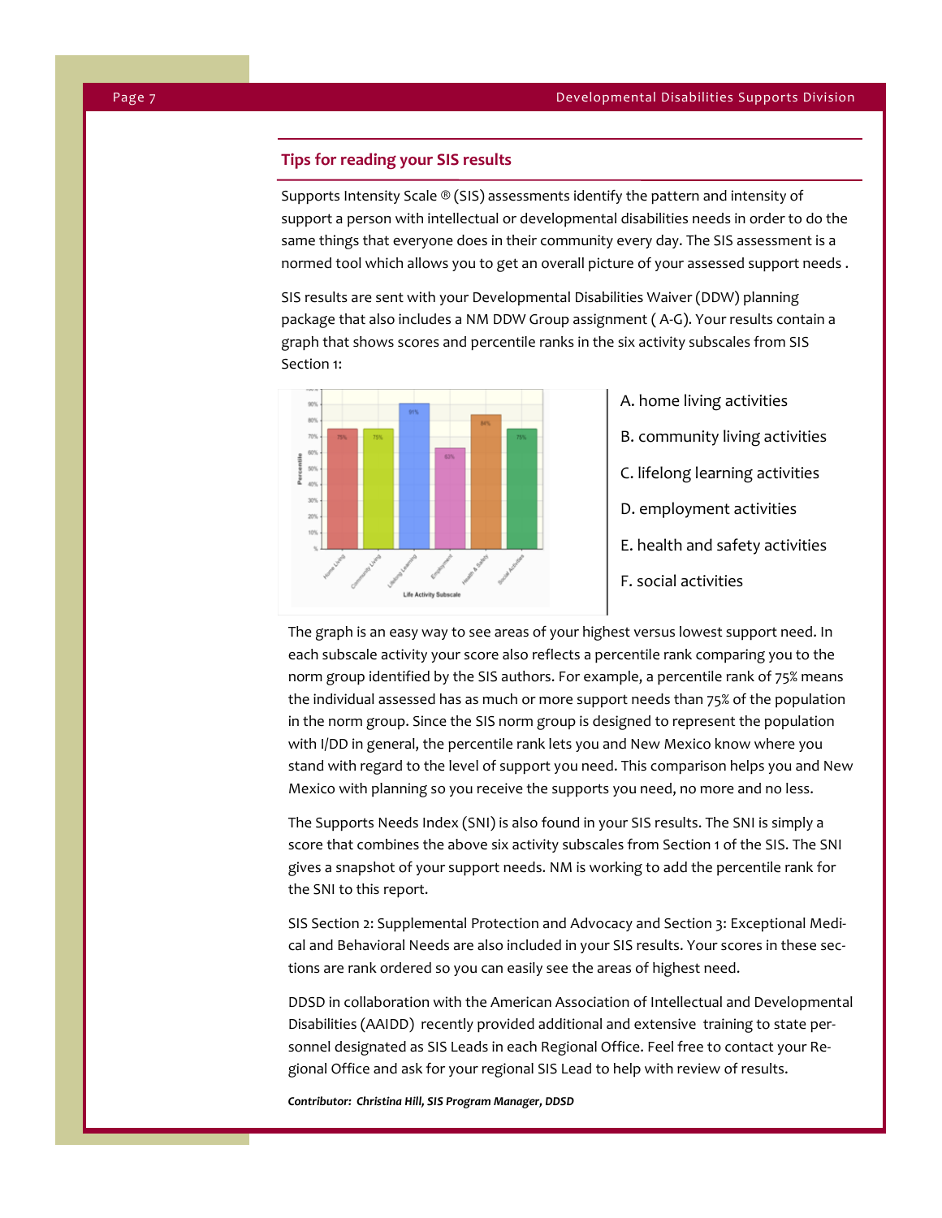## Tips for reading your SIS results

Supports Intensity Scale ® (SIS) assessments identify the pattern and intensity of support a person with intellectual or developmental disabilities needs in order to do the same things that everyone does in their community every day. The SIS assessment is a normed tool which allows you to get an overall picture of your assessed support needs .

SIS results are sent with your Developmental Disabilities Waiver (DDW) planning package that also includes a NM DDW Group assignment ( A-G). Your results contain a graph that shows scores and percentile ranks in the six activity subscales from SIS Section 1:

A. home living activities

B. community living activities

C. lifelong learning activities

D. employment activities

E. health and safety activities

F. social activities

The graph is an easy way to see areas of your highest versus lowest support need. In each subscale activity your score also reflects a percentile rank comparing you to the norm group identified by the SIS authors. For example, a percentile rank of 75% means the individual assessed has as much or more support needs than 75% of the population in the norm group. Since the SIS norm group is designed to represent the population with I/DD in general, the percentile rank lets you and New Mexico know where you stand with regard to the level of support you need. This comparison helps you and New Mexico with planning so you receive the supports you need, no more and no less.

The Supports Needs Index (SNI) is also found in your SIS results. The SNI is simply a score that combines the above six activity subscales from Section 1 of the SIS. The SNI gives a snapshot of your support needs. NM is working to add the percentile rank for the SNI to this report.

SIS Section 2: Supplemental Protection and Advocacy and Section 3: Exceptional Medical and Behavioral Needs are also included in your SIS results. Your scores in these sections are rank ordered so you can easily see the areas of highest need.

DDSD in collaboration with the American Association of Intellectual and Developmental Disabilities (AAIDD) recently provided additional and extensive training to state personnel designated as SIS Leads in each Regional Office. Feel free to contact your Regional Office and ask for your regional SIS Lead to help with review of results.

***Contributor: Christina Hill, SIS Program Manager, DDSD***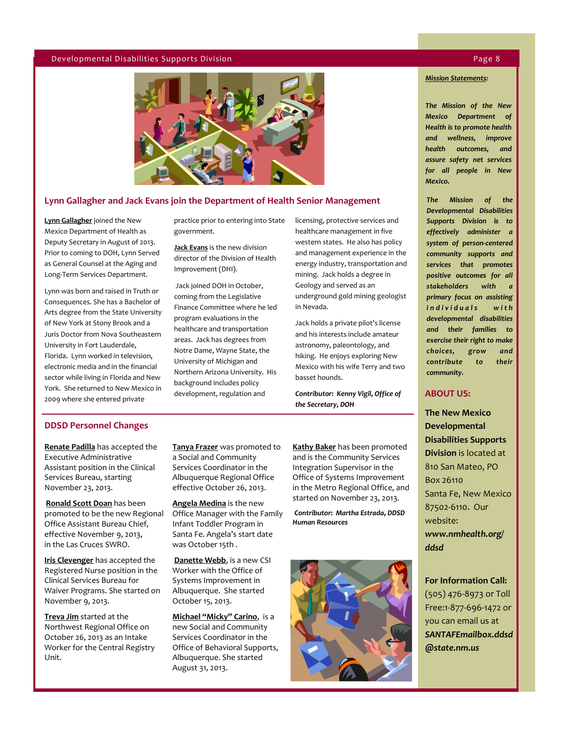## Lynn Gallagher and Jack Evans join the Department of Health Senior Management

**Lynn Gallagher** joined the New Mexico Department of Health as Deputy Secretary in August of 2013. Prior to coming to DOH, Lynn Served as General Counsel at the Aging and Long-Term Services Department.

Lynn was born and raised in Truth or Consequences. She has a Bachelor of Arts degree from the State University of New York at Stony Brook and a Juris Doctor from Nova Southeastern University in Fort Lauderdale, Florida. Lynn worked in television, electronic media and in the financial sector while living in Florida and New York. She returned to New Mexico in 2009 where she entered private practice prior to entering into State government.

**Jack Evans** is the new division director of the Division of Health Improvement (DHI).

Jack joined DOH in October, coming from the Legislative Finance Committee where he led program evaluations in the healthcare and transportation areas. Jack has degrees from Notre Dame, Wayne State, the University of Michigan and Northern Arizona University. His background includes policy development, regulation and licensing, protective services and healthcare management in five western states. He also has policy and management experience in the energy industry, transportation and mining. Jack holds a degree in Geology and served as an underground gold mining geologist in Nevada.

Jack holds a private pilot's license and his interests include amateur astronomy, paleontology, and hiking. He enjoys exploring New Mexico with his wife Terry and two basset hounds.

***Contributor: Kenny Vigil, Office of the Secretary, DOH***

## DDSD Personnel Changes

**Renate Padilla** has accepted the Executive Administrative Assistant position in the Clinical Services Bureau, starting November 23, 2013.

**Ronald Scott Doan** has been promoted to be the new Regional Office Assistant Bureau Chief, effective November 9, 2013, in the Las Cruces SWRO.

**Iris Clevenger** has accepted the Registered Nurse position in the Clinical Services Bureau for Waiver Programs. She started on November 9, 2013.

**Treva Jim** started at the Northwest Regional Office on October 26, 2013 as an Intake Worker for the Central Registry Unit.

**Tanya Frazer** was promoted to a Social and Community Services Coordinator in the Albuquerque Regional Office effective October 26, 2013.

**Angela Medina** is the new Office Manager with the Family Infant Toddler Program in Santa Fe. Angela's start date was October 15th .

**Danette Webb**, is a new CSI Worker with the Office of Systems Improvement in Albuquerque. She started October 15, 2013.

**Michael "Micky" Carino**, is a new Social and Community Services Coordinator in the Office of Behavioral Supports, Albuquerque. She started August 31, 2013.

**Kathy Baker** has been promoted and is the Community Services Integration Supervisor in the Office of Systems Improvement in the Metro Regional Office, and started on November 23, 2013.

***Contributor: Martha Estrada, DDSD Human Resources***

***Mission Statements:***

***The Mission of the New Mexico Department of Health is to promote health and wellness, improve health outcomes, and assure safety net services for all people in New Mexico.***

***The Mission of the Developmental Disabilities Supports Division is to effectively administer a system of person-centered community supports and services that promotes positive outcomes for all stakeholders with a primary focus on assisting individuals with developmental disabilities and their families to exercise their right to make choices, grow and contribute to their community.***

## ABOUT US:

**The New Mexico Developmental Disabilities Supports Division** is located at 810 San Mateo, PO Box 26110 Santa Fe, New Mexico 87502-6110. Our website: ***www.nmhealth.org/ddsd***

**For Information Call:** (505) 476-8973 or Toll Free:1-877-696-1472 or you can email us at ***SANTAFEmailbox.ddsd@state.nm.us***